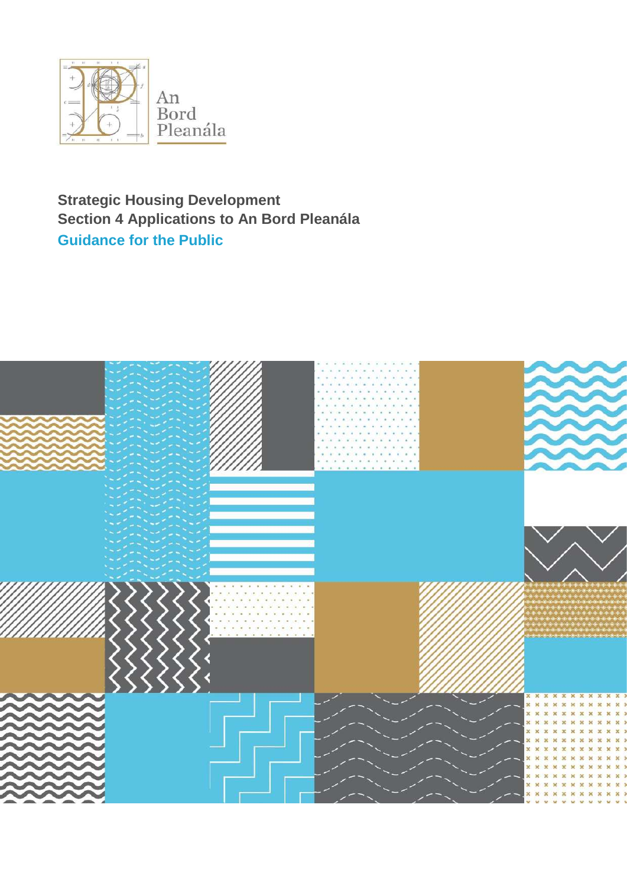An Bord Pleanála

# Strategic Housing Development
# Section 4 Applications to An Bord Pleanála
## Guidance for the Public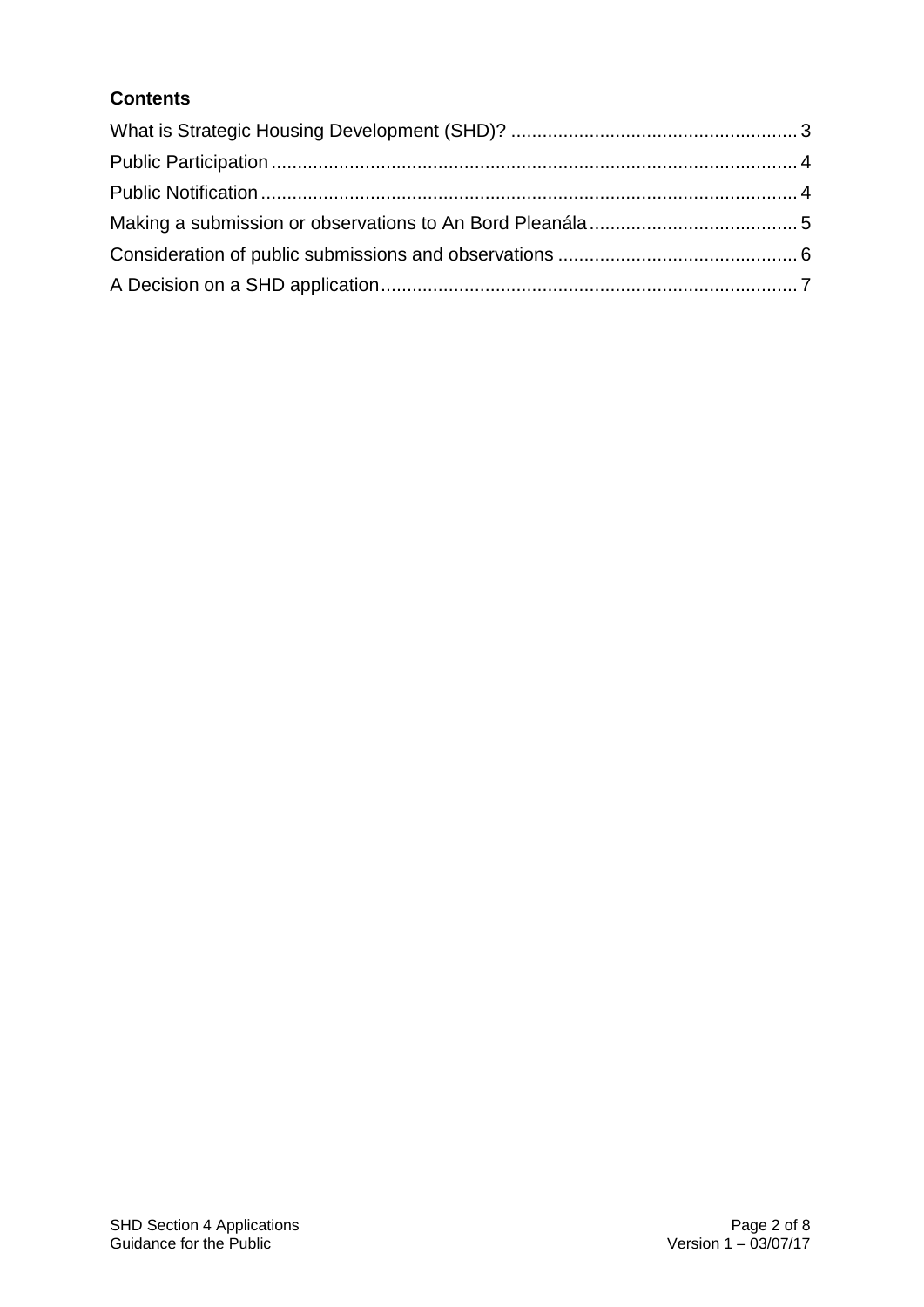**Contents**

What is Strategic Housing Development (SHD)? .......................................................... 3
Public Participation .......................................................................................................... 4
Public Notification ............................................................................................................ 4
Making a submission or observations to An Bord Pleanála ........................................ 5
Consideration of public submissions and observations ............................................. 6
A Decision on a SHD application ................................................................................... 7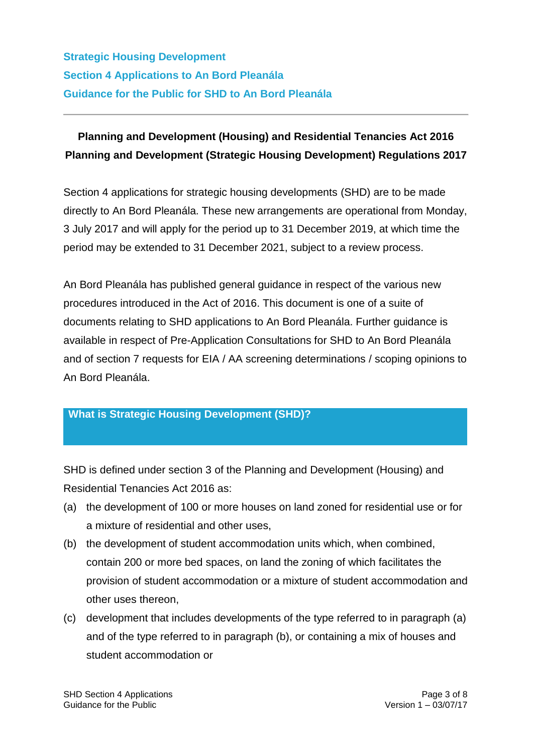**Strategic Housing Development**
**Section 4 Applications to An Bord Pleanála**
**Guidance for the Public for SHD to An Bord Pleanála**

---

**Planning and Development (Housing) and Residential Tenancies Act 2016**
**Planning and Development (Strategic Housing Development) Regulations 2017**

Section 4 applications for strategic housing developments (SHD) are to be made directly to An Bord Pleanála. These new arrangements are operational from Monday, 3 July 2017 and will apply for the period up to 31 December 2019, at which time the period may be extended to 31 December 2021, subject to a review process.

An Bord Pleanála has published general guidance in respect of the various new procedures introduced in the Act of 2016. This document is one of a suite of documents relating to SHD applications to An Bord Pleanála. Further guidance is available in respect of Pre-Application Consultations for SHD to An Bord Pleanála and of section 7 requests for EIA / AA screening determinations / scoping opinions to An Bord Pleanála.

## What is Strategic Housing Development (SHD)?

SHD is defined under section 3 of the Planning and Development (Housing) and Residential Tenancies Act 2016 as:

(a) the development of 100 or more houses on land zoned for residential use or for a mixture of residential and other uses,

(b) the development of student accommodation units which, when combined, contain 200 or more bed spaces, on land the zoning of which facilitates the provision of student accommodation or a mixture of student accommodation and other uses thereon,

(c) development that includes developments of the type referred to in paragraph (a) and of the type referred to in paragraph (b), or containing a mix of houses and student accommodation or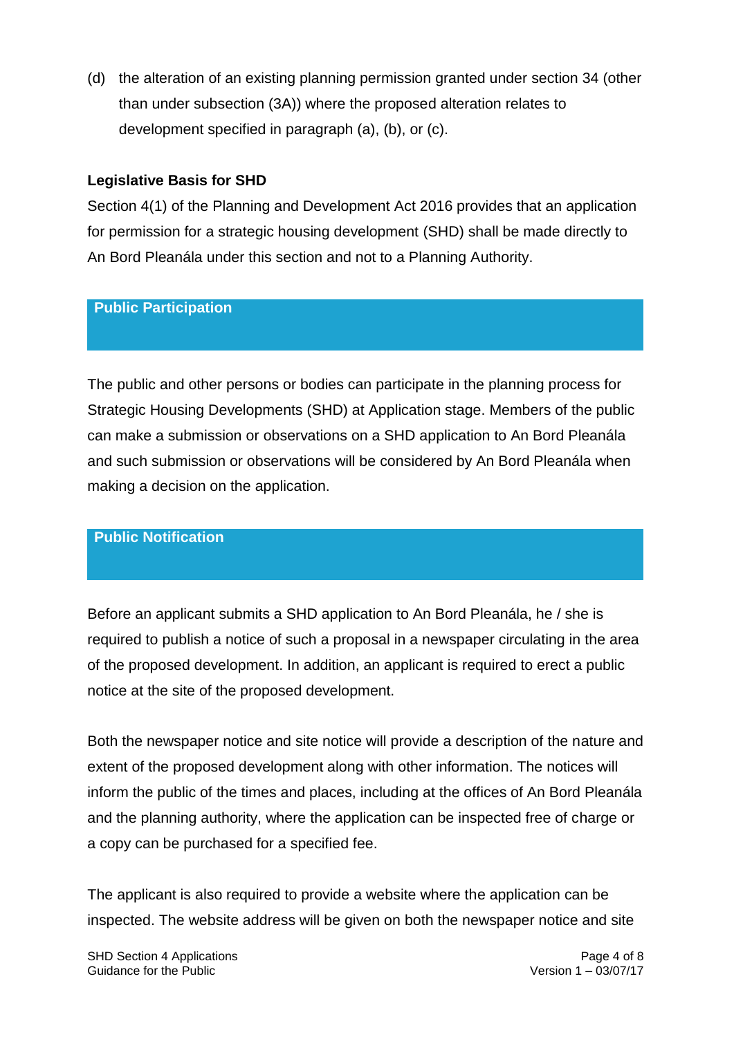(d) the alteration of an existing planning permission granted under section 34 (other than under subsection (3A)) where the proposed alteration relates to development specified in paragraph (a), (b), or (c).

**Legislative Basis for SHD**

Section 4(1) of the Planning and Development Act 2016 provides that an application for permission for a strategic housing development (SHD) shall be made directly to An Bord Pleanála under this section and not to a Planning Authority.

## Public Participation

The public and other persons or bodies can participate in the planning process for Strategic Housing Developments (SHD) at Application stage. Members of the public can make a submission or observations on a SHD application to An Bord Pleanála and such submission or observations will be considered by An Bord Pleanála when making a decision on the application.

## Public Notification

Before an applicant submits a SHD application to An Bord Pleanála, he / she is required to publish a notice of such a proposal in a newspaper circulating in the area of the proposed development. In addition, an applicant is required to erect a public notice at the site of the proposed development.

Both the newspaper notice and site notice will provide a description of the nature and extent of the proposed development along with other information. The notices will inform the public of the times and places, including at the offices of An Bord Pleanála and the planning authority, where the application can be inspected free of charge or a copy can be purchased for a specified fee.

The applicant is also required to provide a website where the application can be inspected. The website address will be given on both the newspaper notice and site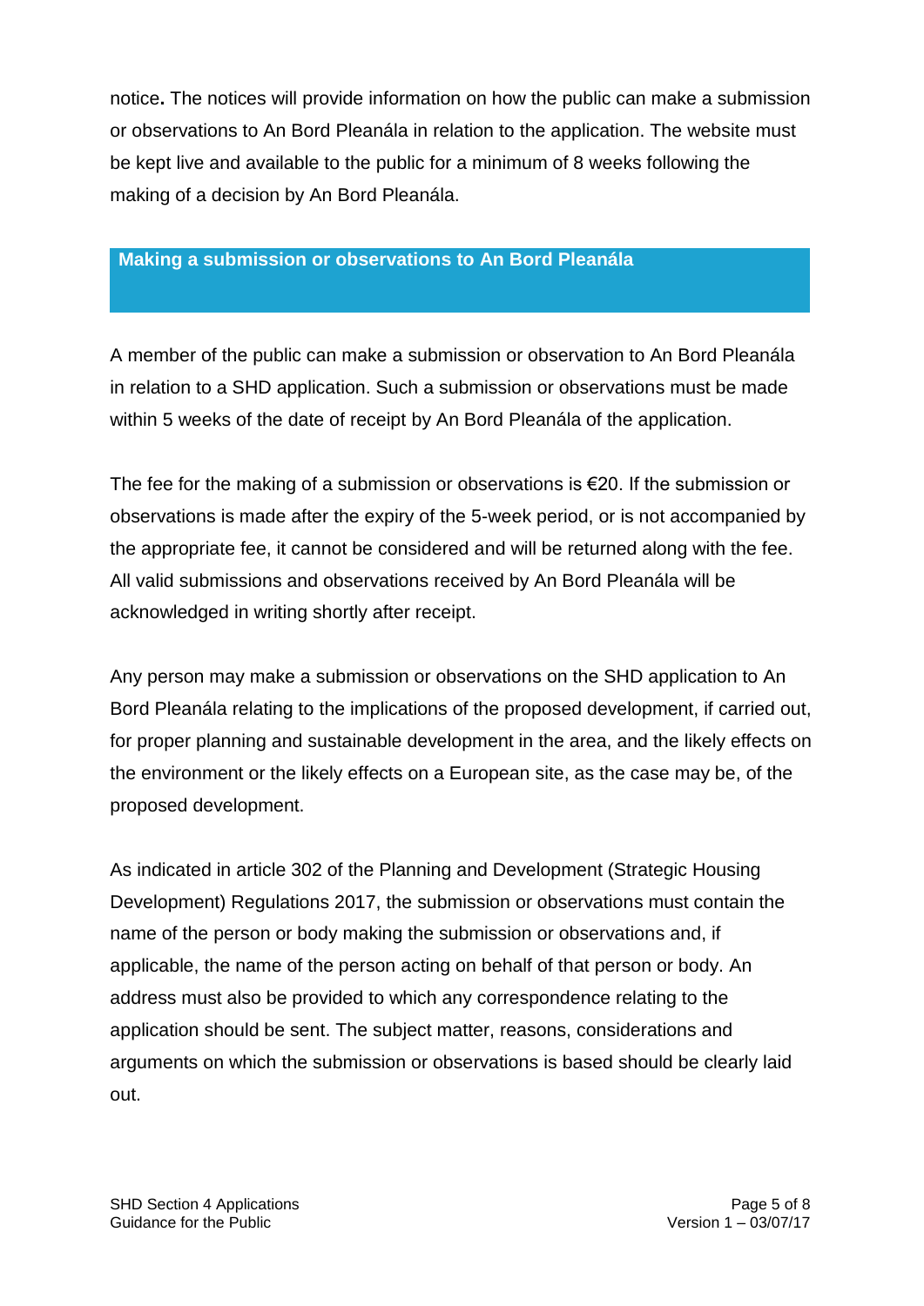notice**.** The notices will provide information on how the public can make a submission or observations to An Bord Pleanála in relation to the application. The website must be kept live and available to the public for a minimum of 8 weeks following the making of a decision by An Bord Pleanála.

## Making a submission or observations to An Bord Pleanála

A member of the public can make a submission or observation to An Bord Pleanála in relation to a SHD application. Such a submission or observations must be made within 5 weeks of the date of receipt by An Bord Pleanála of the application.

The fee for the making of a submission or observations is €20. If the submission or observations is made after the expiry of the 5-week period, or is not accompanied by the appropriate fee, it cannot be considered and will be returned along with the fee. All valid submissions and observations received by An Bord Pleanála will be acknowledged in writing shortly after receipt.

Any person may make a submission or observations on the SHD application to An Bord Pleanála relating to the implications of the proposed development, if carried out, for proper planning and sustainable development in the area, and the likely effects on the environment or the likely effects on a European site, as the case may be, of the proposed development.

As indicated in article 302 of the Planning and Development (Strategic Housing Development) Regulations 2017, the submission or observations must contain the name of the person or body making the submission or observations and, if applicable, the name of the person acting on behalf of that person or body. An address must also be provided to which any correspondence relating to the application should be sent. The subject matter, reasons, considerations and arguments on which the submission or observations is based should be clearly laid out.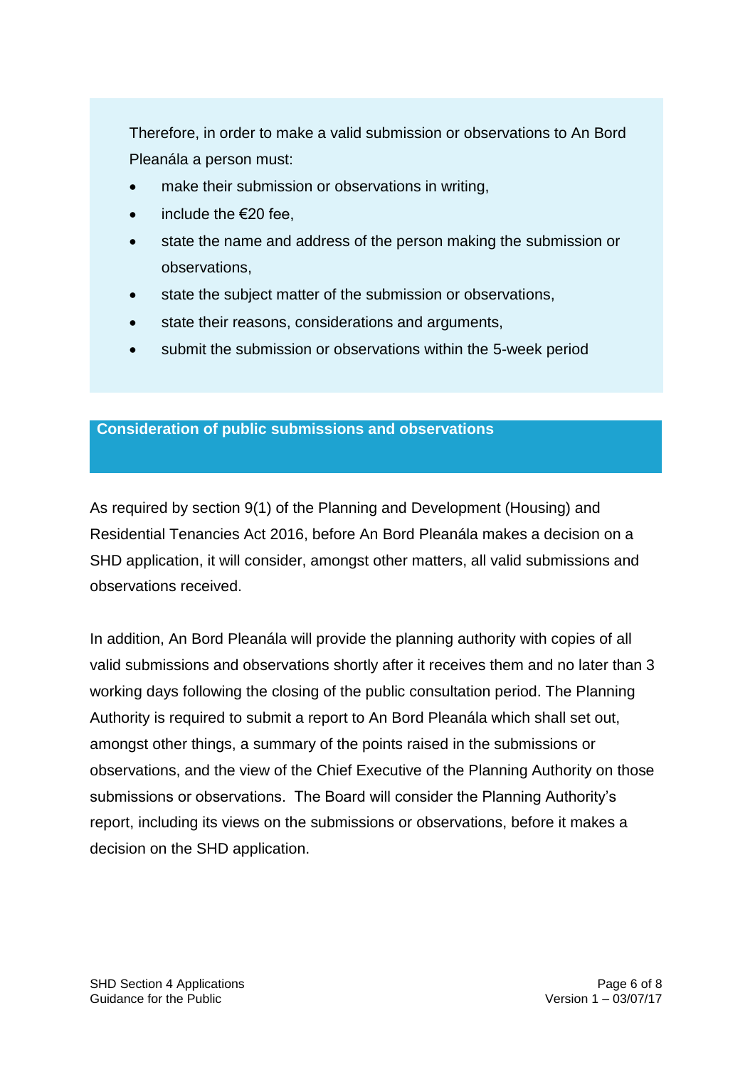Therefore, in order to make a valid submission or observations to An Bord Pleanála a person must:

- make their submission or observations in writing,
- include the €20 fee,
- state the name and address of the person making the submission or observations,
- state the subject matter of the submission or observations,
- state their reasons, considerations and arguments,
- submit the submission or observations within the 5-week period

## Consideration of public submissions and observations

As required by section 9(1) of the Planning and Development (Housing) and Residential Tenancies Act 2016, before An Bord Pleanála makes a decision on a SHD application, it will consider, amongst other matters, all valid submissions and observations received.

In addition, An Bord Pleanála will provide the planning authority with copies of all valid submissions and observations shortly after it receives them and no later than 3 working days following the closing of the public consultation period. The Planning Authority is required to submit a report to An Bord Pleanála which shall set out, amongst other things, a summary of the points raised in the submissions or observations, and the view of the Chief Executive of the Planning Authority on those submissions or observations. The Board will consider the Planning Authority's report, including its views on the submissions or observations, before it makes a decision on the SHD application.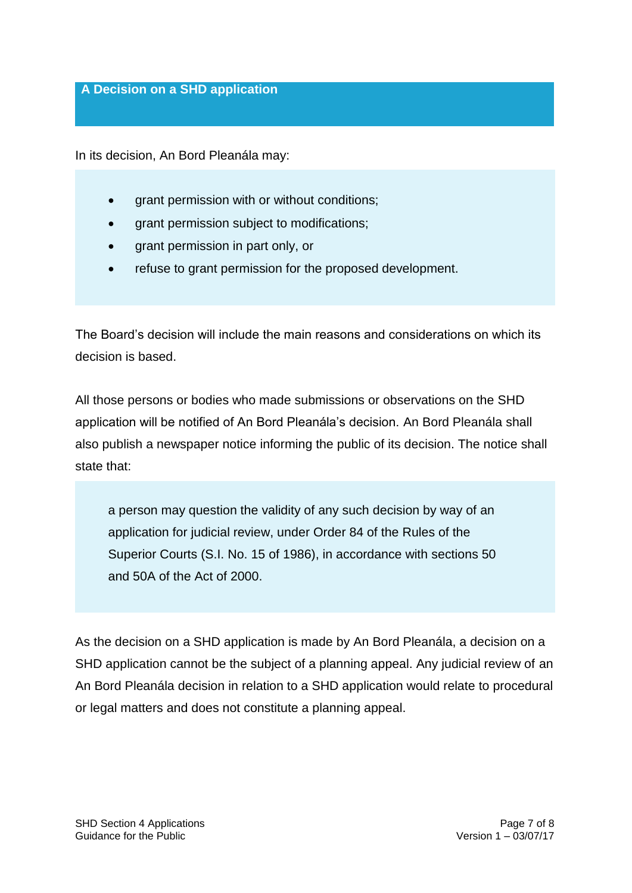## A Decision on a SHD application

In its decision, An Bord Pleanála may:

- grant permission with or without conditions;
- grant permission subject to modifications;
- grant permission in part only, or
- refuse to grant permission for the proposed development.

The Board's decision will include the main reasons and considerations on which its decision is based.

All those persons or bodies who made submissions or observations on the SHD application will be notified of An Bord Pleanála's decision. An Bord Pleanála shall also publish a newspaper notice informing the public of its decision. The notice shall state that:

> a person may question the validity of any such decision by way of an application for judicial review, under Order 84 of the Rules of the Superior Courts (S.I. No. 15 of 1986), in accordance with sections 50 and 50A of the Act of 2000.

As the decision on a SHD application is made by An Bord Pleanála, a decision on a SHD application cannot be the subject of a planning appeal. Any judicial review of an An Bord Pleanála decision in relation to a SHD application would relate to procedural or legal matters and does not constitute a planning appeal.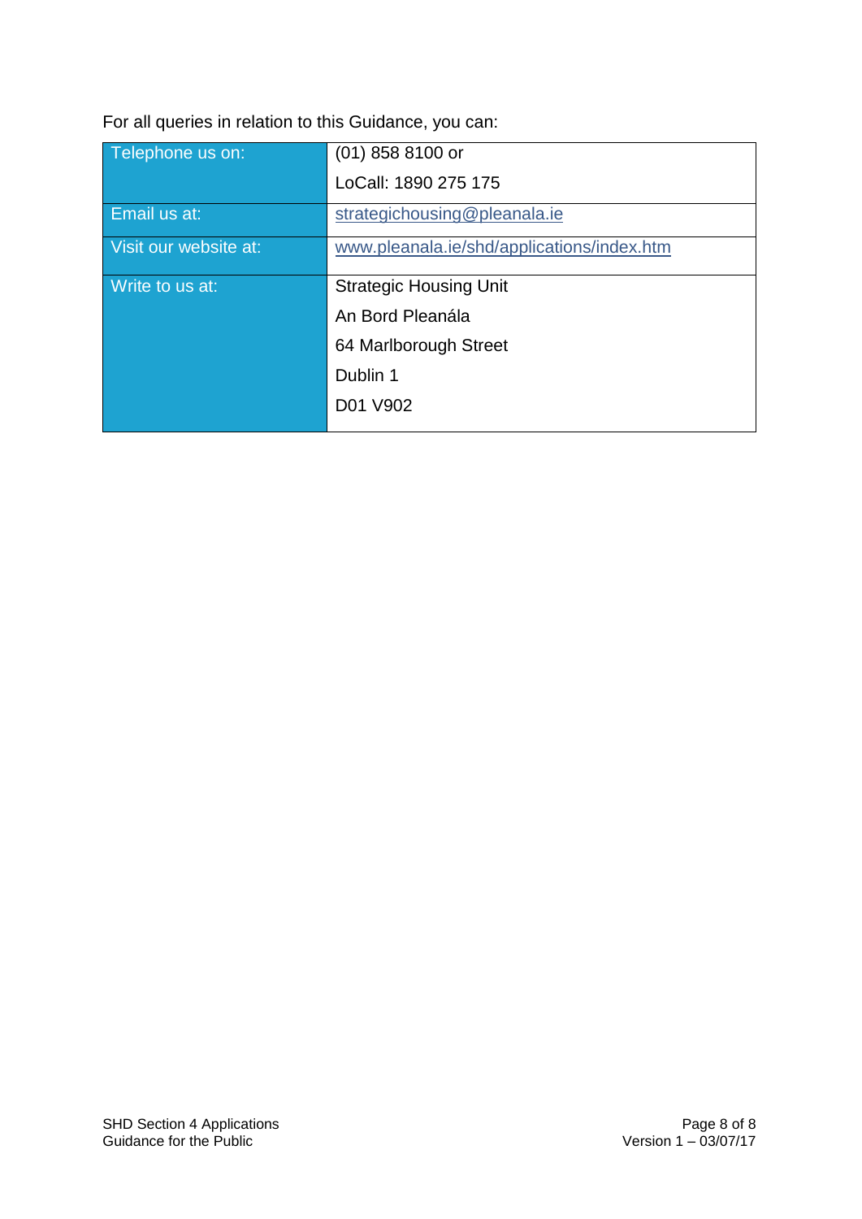For all queries in relation to this Guidance, you can:

| | |
|---|---|
| Telephone us on: | (01) 858 8100 or<br>LoCall: 1890 275 175 |
| Email us at: | strategichousing@pleanala.ie |
| Visit our website at: | www.pleanala.ie/shd/applications/index.htm |
| Write to us at: | Strategic Housing Unit<br>An Bord Pleanála<br>64 Marlborough Street<br>Dublin 1<br>D01 V902 |